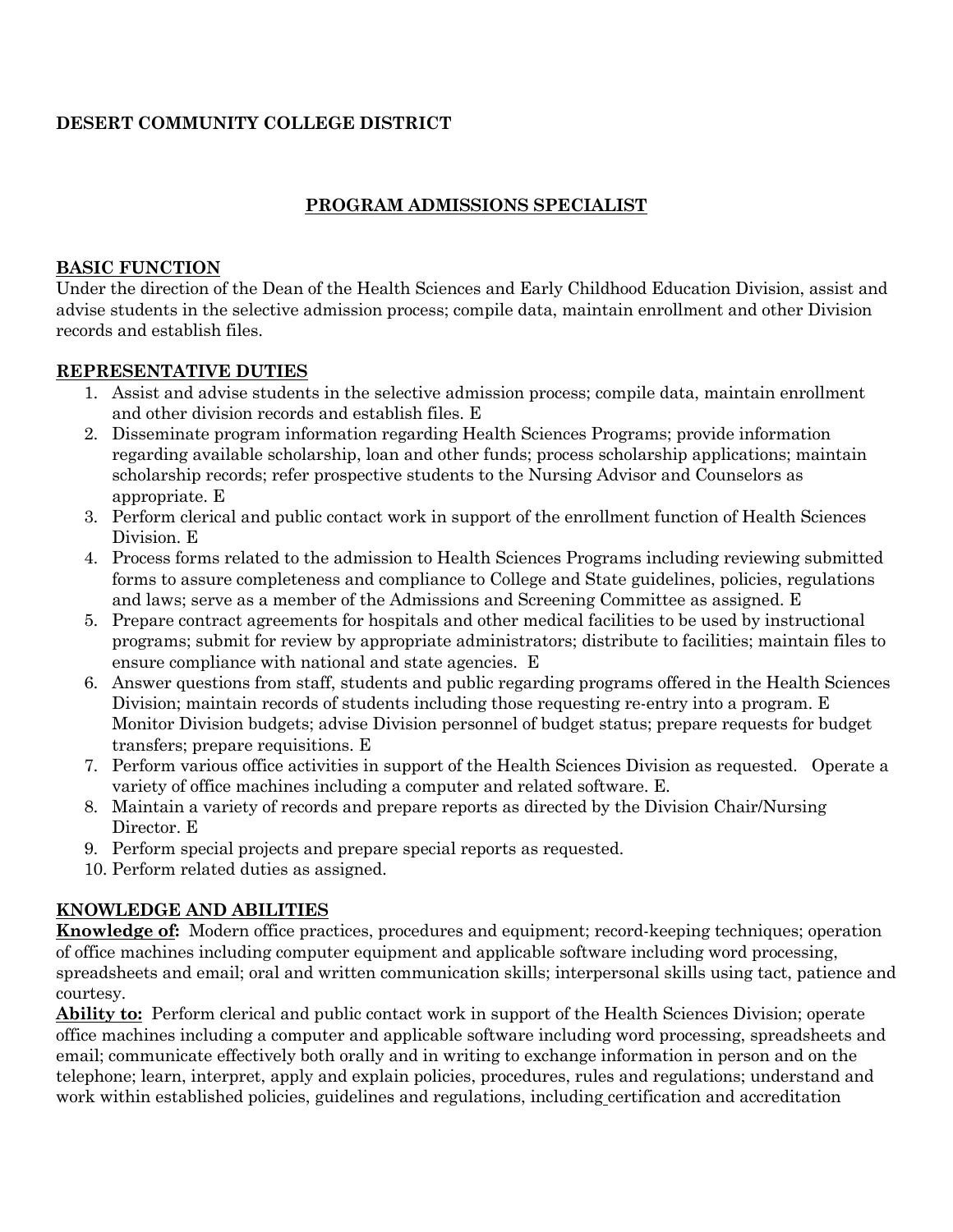**DESERT COMMUNITY COLLEGE DISTRICT**

# PROGRAM ADMISSIONS SPECIALIST

## BASIC FUNCTION

Under the direction of the Dean of the Health Sciences and Early Childhood Education Division, assist and advise students in the selective admission process; compile data, maintain enrollment and other Division records and establish files.

## REPRESENTATIVE DUTIES

1. Assist and advise students in the selective admission process; compile data, maintain enrollment and other division records and establish files. E
2. Disseminate program information regarding Health Sciences Programs; provide information regarding available scholarship, loan and other funds; process scholarship applications; maintain scholarship records; refer prospective students to the Nursing Advisor and Counselors as appropriate. E
3. Perform clerical and public contact work in support of the enrollment function of Health Sciences Division. E
4. Process forms related to the admission to Health Sciences Programs including reviewing submitted forms to assure completeness and compliance to College and State guidelines, policies, regulations and laws; serve as a member of the Admissions and Screening Committee as assigned. E
5. Prepare contract agreements for hospitals and other medical facilities to be used by instructional programs; submit for review by appropriate administrators; distribute to facilities; maintain files to ensure compliance with national and state agencies. E
6. Answer questions from staff, students and public regarding programs offered in the Health Sciences Division; maintain records of students including those requesting re-entry into a program. E
   Monitor Division budgets; advise Division personnel of budget status; prepare requests for budget transfers; prepare requisitions. E
7. Perform various office activities in support of the Health Sciences Division as requested. Operate a variety of office machines including a computer and related software. E.
8. Maintain a variety of records and prepare reports as directed by the Division Chair/Nursing Director. E
9. Perform special projects and prepare special reports as requested.
10. Perform related duties as assigned.

## KNOWLEDGE AND ABILITIES

**Knowledge of:** Modern office practices, procedures and equipment; record-keeping techniques; operation of office machines including computer equipment and applicable software including word processing, spreadsheets and email; oral and written communication skills; interpersonal skills using tact, patience and courtesy.

**Ability to:** Perform clerical and public contact work in support of the Health Sciences Division; operate office machines including a computer and applicable software including word processing, spreadsheets and email; communicate effectively both orally and in writing to exchange information in person and on the telephone; learn, interpret, apply and explain policies, procedures, rules and regulations; understand and work within established policies, guidelines and regulations, including certification and accreditation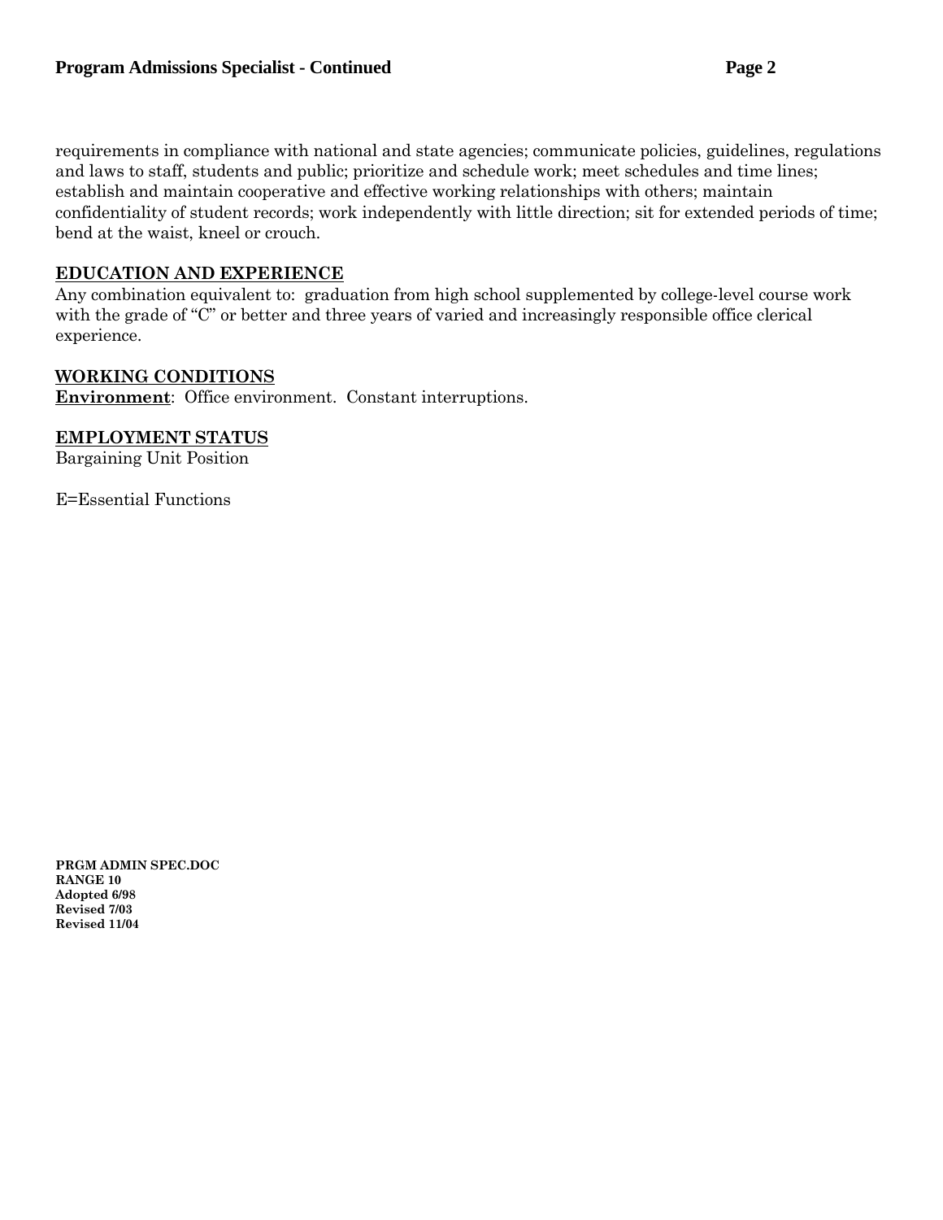requirements in compliance with national and state agencies; communicate policies, guidelines, regulations and laws to staff, students and public; prioritize and schedule work; meet schedules and time lines; establish and maintain cooperative and effective working relationships with others; maintain confidentiality of student records; work independently with little direction; sit for extended periods of time; bend at the waist, kneel or crouch.

## EDUCATION AND EXPERIENCE

Any combination equivalent to: graduation from high school supplemented by college-level course work with the grade of "C" or better and three years of varied and increasingly responsible office clerical experience.

## WORKING CONDITIONS

**Environment**: Office environment. Constant interruptions.

## EMPLOYMENT STATUS

Bargaining Unit Position

E=Essential Functions

**PRGM ADMIN SPEC.DOC**
**RANGE 10**
**Adopted 6/98**
**Revised 7/03**
**Revised 11/04**